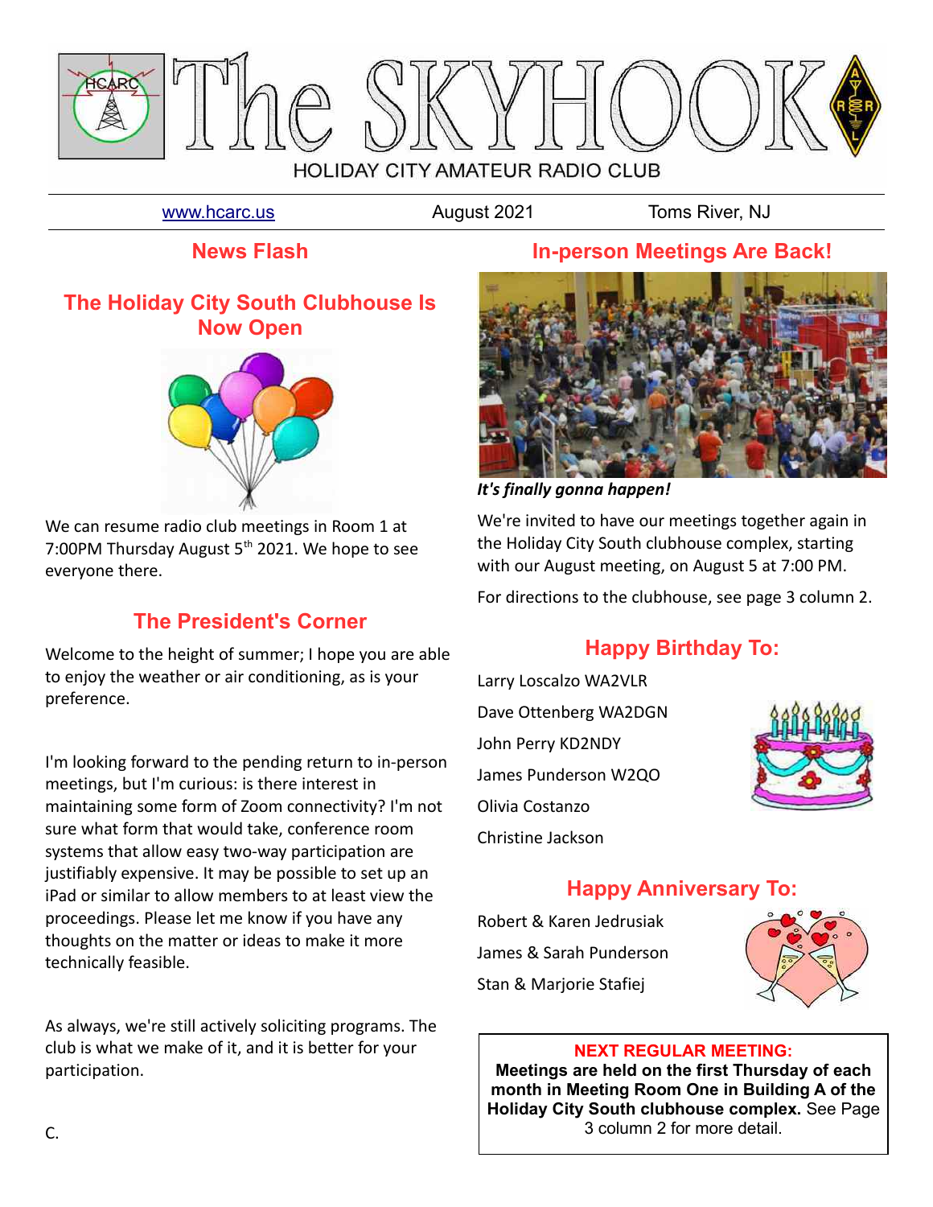# The SKYHOOK

HOLIDAY CITY AMATEUR RADIO CLUB

www.hcarc.us — August 2021 — Toms River, NJ

## News Flash

### The Holiday City South Clubhouse Is Now Open

We can resume radio club meetings in Room 1 at 7:00PM Thursday August 5th 2021. We hope to see everyone there.

## The President's Corner

Welcome to the height of summer; I hope you are able to enjoy the weather or air conditioning, as is your preference.

I'm looking forward to the pending return to in-person meetings, but I'm curious: is there interest in maintaining some form of Zoom connectivity? I'm not sure what form that would take, conference room systems that allow easy two-way participation are justifiably expensive. It may be possible to set up an iPad or similar to allow members to at least view the proceedings. Please let me know if you have any thoughts on the matter or ideas to make it more technically feasible.

As always, we're still actively soliciting programs. The club is what we make of it, and it is better for your participation.

C.

## In-person Meetings Are Back!

***It's finally gonna happen!***

We're invited to have our meetings together again in the Holiday City South clubhouse complex, starting with our August meeting, on August 5 at 7:00 PM.

For directions to the clubhouse, see page 3 column 2.

## Happy Birthday To:

Larry Loscalzo WA2VLR

Dave Ottenberg WA2DGN

John Perry KD2NDY

James Punderson W2QO

Olivia Costanzo

Christine Jackson

## Happy Anniversary To:

Robert & Karen Jedrusiak

James & Sarah Punderson

Stan & Marjorie Stafiej

**NEXT REGULAR MEETING:**

**Meetings are held on the first Thursday of each month in Meeting Room One in Building A of the Holiday City South clubhouse complex.** See Page 3 column 2 for more detail.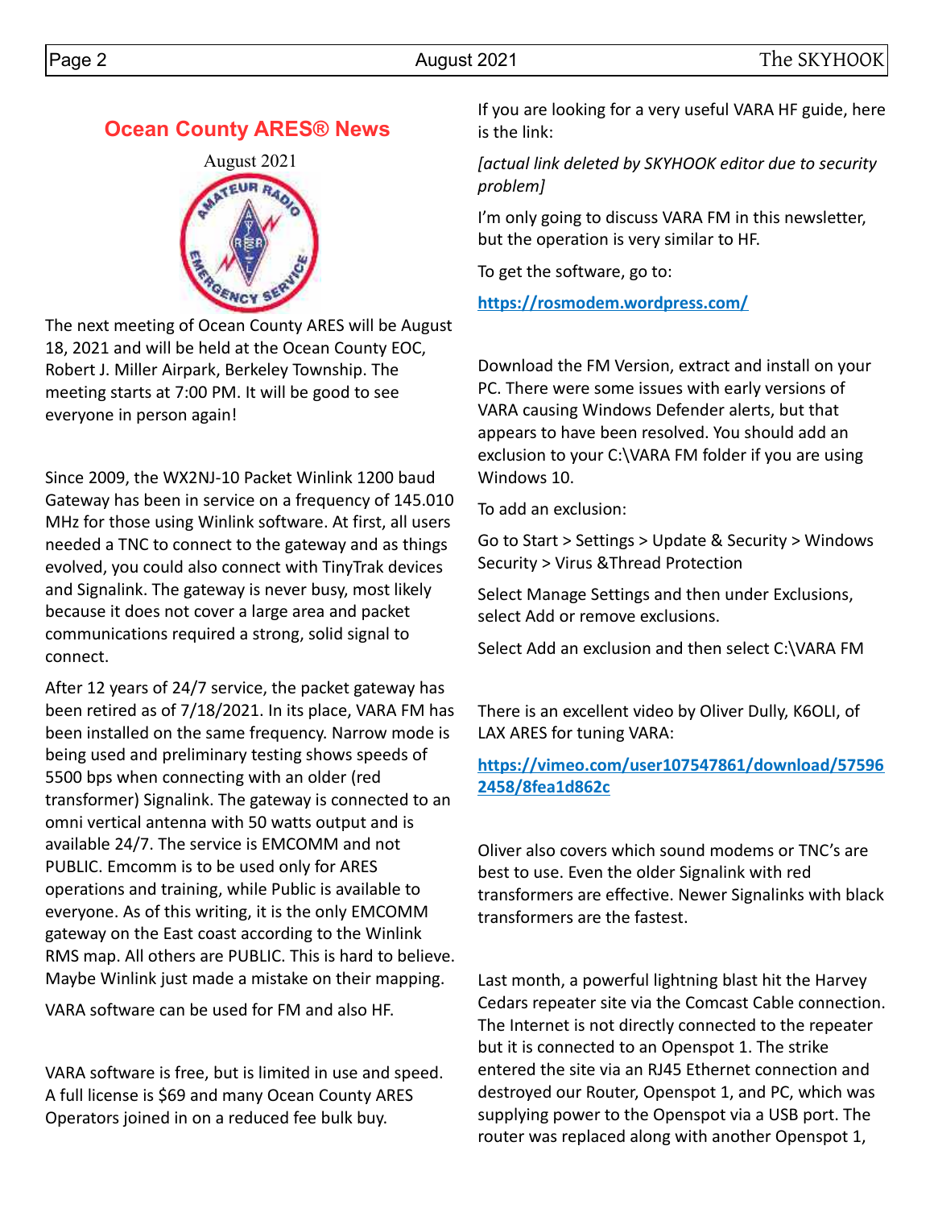## Ocean County ARES® News

August 2021

The next meeting of Ocean County ARES will be August 18, 2021 and will be held at the Ocean County EOC, Robert J. Miller Airpark, Berkeley Township. The meeting starts at 7:00 PM. It will be good to see everyone in person again!

Since 2009, the WX2NJ-10 Packet Winlink 1200 baud Gateway has been in service on a frequency of 145.010 MHz for those using Winlink software. At first, all users needed a TNC to connect to the gateway and as things evolved, you could also connect with TinyTrak devices and Signalink. The gateway is never busy, most likely because it does not cover a large area and packet communications required a strong, solid signal to connect.

After 12 years of 24/7 service, the packet gateway has been retired as of 7/18/2021. In its place, VARA FM has been installed on the same frequency. Narrow mode is being used and preliminary testing shows speeds of 5500 bps when connecting with an older (red transformer) Signalink. The gateway is connected to an omni vertical antenna with 50 watts output and is available 24/7. The service is EMCOMM and not PUBLIC. Emcomm is to be used only for ARES operations and training, while Public is available to everyone. As of this writing, it is the only EMCOMM gateway on the East coast according to the Winlink RMS map. All others are PUBLIC. This is hard to believe. Maybe Winlink just made a mistake on their mapping.

VARA software can be used for FM and also HF.

VARA software is free, but is limited in use and speed. A full license is $69 and many Ocean County ARES Operators joined in on a reduced fee bulk buy.

If you are looking for a very useful VARA HF guide, here is the link:

*[actual link deleted by SKYHOOK editor due to security problem]*

I'm only going to discuss VARA FM in this newsletter, but the operation is very similar to HF.

To get the software, go to:

**https://rosmodem.wordpress.com/**

Download the FM Version, extract and install on your PC. There were some issues with early versions of VARA causing Windows Defender alerts, but that appears to have been resolved. You should add an exclusion to your C:\VARA FM folder if you are using Windows 10.

To add an exclusion:

Go to Start > Settings > Update & Security > Windows Security > Virus &Thread Protection

Select Manage Settings and then under Exclusions, select Add or remove exclusions.

Select Add an exclusion and then select C:\VARA FM

There is an excellent video by Oliver Dully, K6OLI, of LAX ARES for tuning VARA:

**https://vimeo.com/user107547861/download/575962458/8fea1d862c**

Oliver also covers which sound modems or TNC's are best to use. Even the older Signalink with red transformers are effective. Newer Signalinks with black transformers are the fastest.

Last month, a powerful lightning blast hit the Harvey Cedars repeater site via the Comcast Cable connection. The Internet is not directly connected to the repeater but it is connected to an Openspot 1. The strike entered the site via an RJ45 Ethernet connection and destroyed our Router, Openspot 1, and PC, which was supplying power to the Openspot via a USB port. The router was replaced along with another Openspot 1,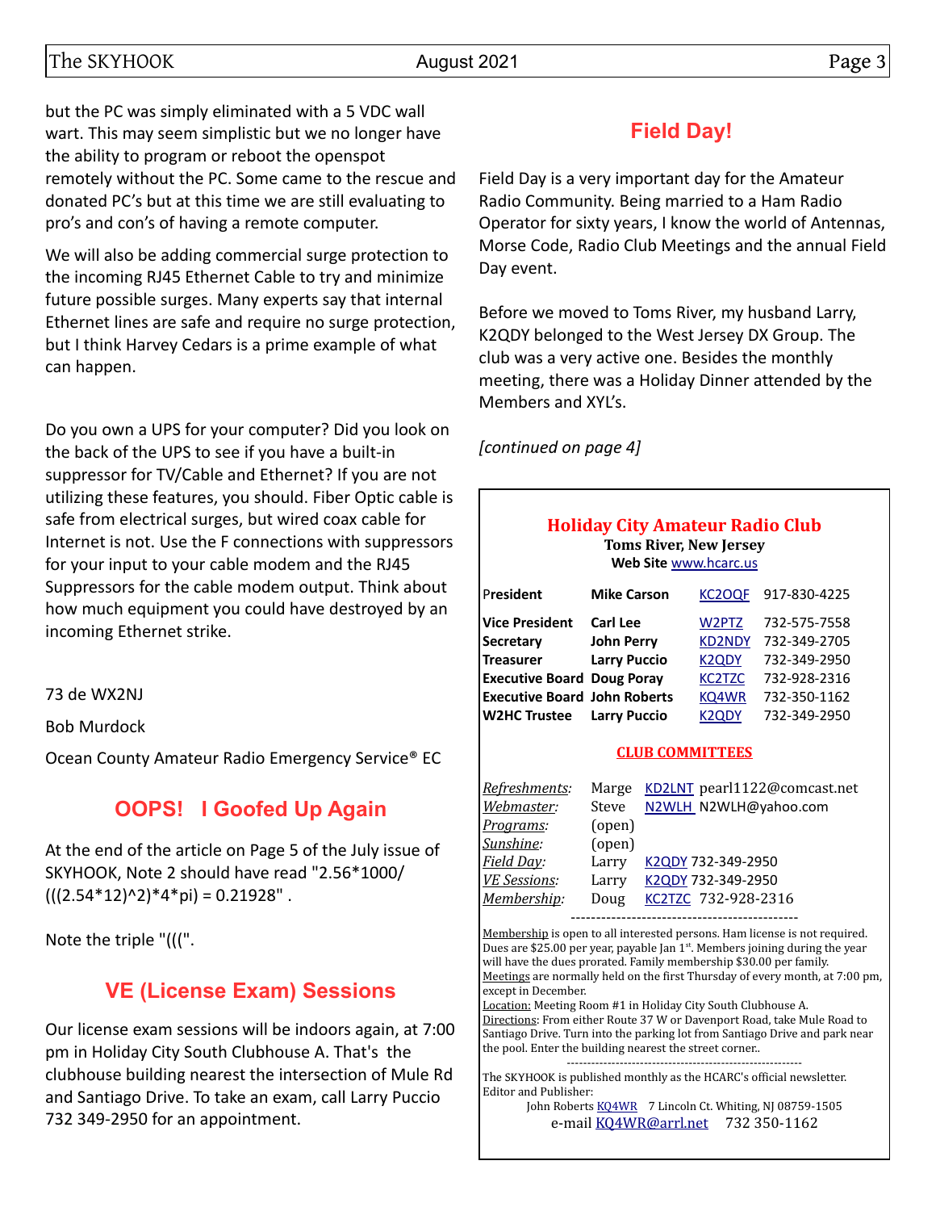but the PC was simply eliminated with a 5 VDC wall wart. This may seem simplistic but we no longer have the ability to program or reboot the openspot remotely without the PC. Some came to the rescue and donated PC's but at this time we are still evaluating to pro's and con's of having a remote computer.

We will also be adding commercial surge protection to the incoming RJ45 Ethernet Cable to try and minimize future possible surges. Many experts say that internal Ethernet lines are safe and require no surge protection, but I think Harvey Cedars is a prime example of what can happen.

Do you own a UPS for your computer? Did you look on the back of the UPS to see if you have a built-in suppressor for TV/Cable and Ethernet? If you are not utilizing these features, you should. Fiber Optic cable is safe from electrical surges, but wired coax cable for Internet is not. Use the F connections with suppressors for your input to your cable modem and the RJ45 Suppressors for the cable modem output. Think about how much equipment you could have destroyed by an incoming Ethernet strike.

73 de WX2NJ

Bob Murdock

Ocean County Amateur Radio Emergency Service® EC

## OOPS! I Goofed Up Again

At the end of the article on Page 5 of the July issue of SKYHOOK, Note 2 should have read "2.56*1000/(((2.54*12)^2)*4*pi) = 0.21928" .

Note the triple "(((".

## VE (License Exam) Sessions

Our license exam sessions will be indoors again, at 7:00 pm in Holiday City South Clubhouse A. That's the clubhouse building nearest the intersection of Mule Rd and Santiago Drive. To take an exam, call Larry Puccio 732 349-2950 for an appointment.

## Field Day!

Field Day is a very important day for the Amateur Radio Community. Being married to a Ham Radio Operator for sixty years, I know the world of Antennas, Morse Code, Radio Club Meetings and the annual Field Day event.

Before we moved to Toms River, my husband Larry, K2QDY belonged to the West Jersey DX Group. The club was a very active one. Besides the monthly meeting, there was a Holiday Dinner attended by the Members and XYL's.

*[continued on page 4]*

---

### Holiday City Amateur Radio Club

**Toms River, New Jersey**

**Web Site** www.hcarc.us

| | | | |
|---|---|---|---|
| **President** | **Mike Carson** | KC2OQF | 917-830-4225 |
| **Vice President** | **Carl Lee** | W2PTZ | 732-575-7558 |
| **Secretary** | **John Perry** | KD2NDY | 732-349-2705 |
| **Treasurer** | **Larry Puccio** | K2QDY | 732-349-2950 |
| **Executive Board** | **Doug Poray** | KC2TZC | 732-928-2316 |
| **Executive Board** | **John Roberts** | KQ4WR | 732-350-1162 |
| **W2HC Trustee** | **Larry Puccio** | K2QDY | 732-349-2950 |

**CLUB COMMITTEES**

| | | |
|---|---|---|
| *Refreshments:* | Marge | KD2LNT pearl1122@comcast.net |
| *Webmaster:* | Steve | N2WLH N2WLH@yahoo.com |
| *Programs:* | (open) | |
| *Sunshine:* | (open) | |
| *Field Day:* | Larry | K2QDY 732-349-2950 |
| *VE Sessions:* | Larry | K2QDY 732-349-2950 |
| *Membership:* | Doug | KC2TZC 732-928-2316 |

---

Membership is open to all interested persons. Ham license is not required. Dues are $25.00 per year, payable Jan 1st. Members joining during the year will have the dues prorated. Family membership $30.00 per family.
Meetings are normally held on the first Thursday of every month, at 7:00 pm, except in December.
Location: Meeting Room #1 in Holiday City South Clubhouse A.
Directions: From either Route 37 W or Davenport Road, take Mule Road to Santiago Drive. Turn into the parking lot from Santiago Drive and park near the pool. Enter the building nearest the street corner..

---

The SKYHOOK is published monthly as the HCARC's official newsletter.
Editor and Publisher:
John Roberts KQ4WR 7 Lincoln Ct. Whiting, NJ 08759-1505
e-mail KQ4WR@arrl.net 732 350-1162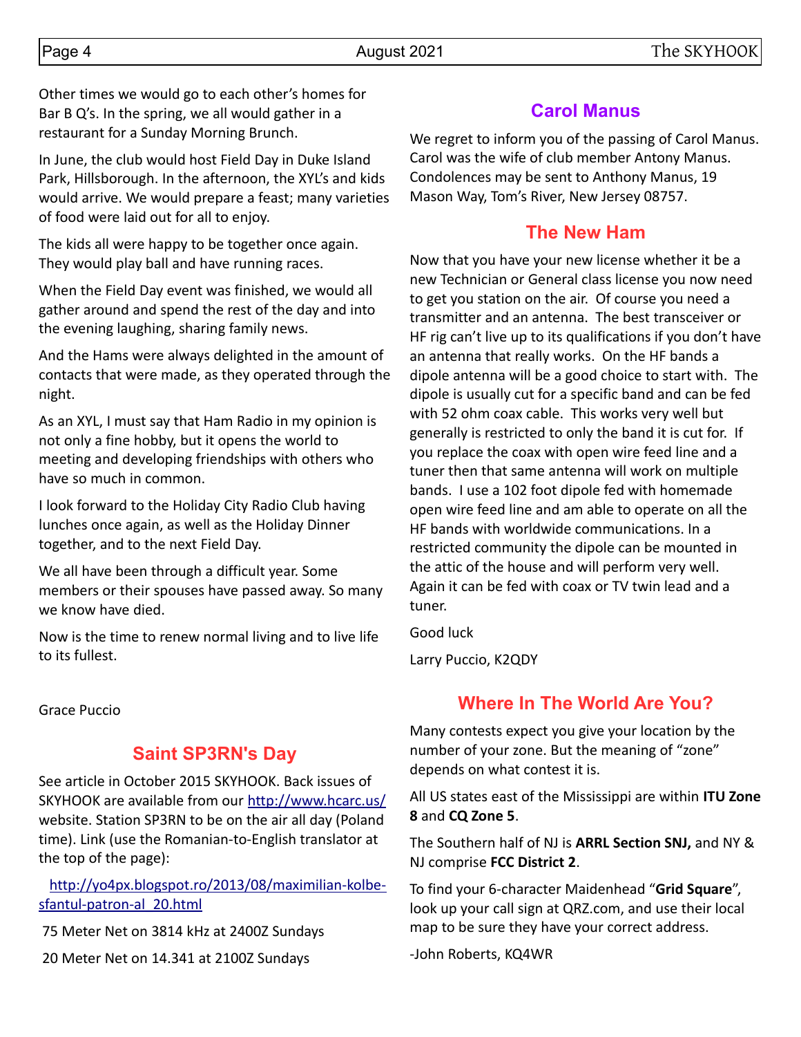Other times we would go to each other's homes for Bar B Q's. In the spring, we all would gather in a restaurant for a Sunday Morning Brunch.

In June, the club would host Field Day in Duke Island Park, Hillsborough. In the afternoon, the XYL's and kids would arrive. We would prepare a feast; many varieties of food were laid out for all to enjoy.

The kids all were happy to be together once again. They would play ball and have running races.

When the Field Day event was finished, we would all gather around and spend the rest of the day and into the evening laughing, sharing family news.

And the Hams were always delighted in the amount of contacts that were made, as they operated through the night.

As an XYL, I must say that Ham Radio in my opinion is not only a fine hobby, but it opens the world to meeting and developing friendships with others who have so much in common.

I look forward to the Holiday City Radio Club having lunches once again, as well as the Holiday Dinner together, and to the next Field Day.

We all have been through a difficult year. Some members or their spouses have passed away. So many we know have died.

Now is the time to renew normal living and to live life to its fullest.

Grace Puccio

## Saint SP3RN's Day

See article in October 2015 SKYHOOK. Back issues of SKYHOOK are available from our http://www.hcarc.us/ website. Station SP3RN to be on the air all day (Poland time). Link (use the Romanian-to-English translator at the top of the page):

http://yo4px.blogspot.ro/2013/08/maximilian-kolbe-sfantul-patron-al_20.html

75 Meter Net on 3814 kHz at 2400Z Sundays

20 Meter Net on 14.341 at 2100Z Sundays

## Carol Manus

We regret to inform you of the passing of Carol Manus. Carol was the wife of club member Antony Manus. Condolences may be sent to Anthony Manus, 19 Mason Way, Tom's River, New Jersey 08757.

## The New Ham

Now that you have your new license whether it be a new Technician or General class license you now need to get you station on the air. Of course you need a transmitter and an antenna. The best transceiver or HF rig can't live up to its qualifications if you don't have an antenna that really works. On the HF bands a dipole antenna will be a good choice to start with. The dipole is usually cut for a specific band and can be fed with 52 ohm coax cable. This works very well but generally is restricted to only the band it is cut for. If you replace the coax with open wire feed line and a tuner then that same antenna will work on multiple bands. I use a 102 foot dipole fed with homemade open wire feed line and am able to operate on all the HF bands with worldwide communications. In a restricted community the dipole can be mounted in the attic of the house and will perform very well. Again it can be fed with coax or TV twin lead and a tuner.

Good luck

Larry Puccio, K2QDY

## Where In The World Are You?

Many contests expect you give your location by the number of your zone. But the meaning of "zone" depends on what contest it is.

All US states east of the Mississippi are within **ITU Zone 8** and **CQ Zone 5**.

The Southern half of NJ is **ARRL Section SNJ,** and NY & NJ comprise **FCC District 2**.

To find your 6-character Maidenhead "**Grid Square**", look up your call sign at QRZ.com, and use their local map to be sure they have your correct address.

-John Roberts, KQ4WR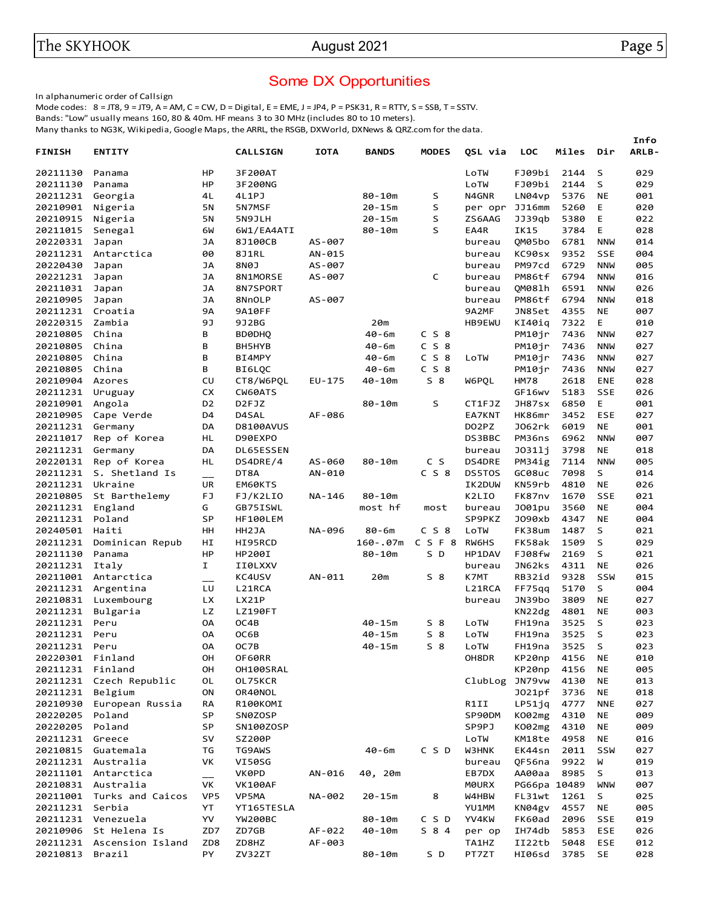## Some DX Opportunities

In alphanumeric order of Callsign

Mode codes: 8 = JT8, 9 = JT9, A = AM, C = CW, D = Digital, E = EME, J = JP4, P = PSK31, R = RTTY, S = SSB, T = SSTV.

Bands: "Low" usually means 160, 80 & 40m. HF means 3 to 30 MHz (includes 80 to 10 meters).

Many thanks to NG3K, Wikipedia, Google Maps, the ARRL, the RSGB, DXWorld, DXNews & QRZ.com for the data.

| FINISH | ENTITY | | CALLSIGN | IOTA | BANDS | MODES | QSL via | LOC | Miles | Dir | Info ARLB- |
|---|---|---|---|---|---|---|---|---|---|---|---|
| 20211130 | Panama | HP | 3F200AT | | | | LoTW | FJ09bi | 2144 | S | 029 |
| 20211130 | Panama | HP | 3F200NG | | | | LoTW | FJ09bi | 2144 | S | 029 |
| 20211231 | Georgia | 4L | 4L1PJ | | 80-10m | S | N4GNR | LN04vp | 5376 | NE | 001 |
| 20210901 | Nigeria | 5N | 5N7MSF | | 20-15m | S | per opr | JJ16mm | 5260 | E | 020 |
| 20210915 | Nigeria | 5N | 5N9JLH | | 20-15m | S | ZS6AAG | JJ39qb | 5380 | E | 022 |
| 20211015 | Senegal | 6W | 6W1/EA4ATI | | 80-10m | S | EA4R | IK15 | 3784 | E | 028 |
| 20220331 | Japan | JA | 8J100CB | AS-007 | | | bureau | QM05bo | 6781 | NNW | 014 |
| 20211231 | Antarctica | 00 | 8J1RL | AN-015 | | | bureau | KC90sx | 9352 | SSE | 004 |
| 20220430 | Japan | JA | 8N0J | AS-007 | | | bureau | PM97cd | 6729 | NNW | 005 |
| 20221231 | Japan | JA | 8N1MORSE | AS-007 | | C | bureau | PM86tf | 6794 | NNW | 016 |
| 20211031 | Japan | JA | 8N7SPORT | | | | bureau | QM08lh | 6591 | NNW | 026 |
| 20210905 | Japan | JA | 8NnOLP | AS-007 | | | bureau | PM86tf | 6794 | NNW | 018 |
| 20211231 | Croatia | 9A | 9A10FF | | | | 9A2MF | JN85et | 4355 | NE | 007 |
| 20220315 | Zambia | 9J | 9J2BG | | 20m | | HB9EWU | KI40iq | 7322 | E | 010 |
| 20210805 | China | B | BD0DHQ | | 40-6m | C S 8 | | PM10jr | 7436 | NNW | 027 |
| 20210805 | China | B | BH5HYB | | 40-6m | C S 8 | | PM10jr | 7436 | NNW | 027 |
| 20210805 | China | B | BI4MPY | | 40-6m | C S 8 | LoTW | PM10jr | 7436 | NNW | 027 |
| 20210805 | China | B | BI6LQC | | 40-6m | C S 8 | | PM10jr | 7436 | NNW | 027 |
| 20210904 | Azores | CU | CT8/W6PQL | EU-175 | 40-10m | S 8 | W6PQL | HM78 | 2618 | ENE | 028 |
| 20211231 | Uruguay | CX | CW60ATS | | | | | GF16wv | 5183 | SSE | 026 |
| 20210901 | Angola | D2 | D2FJZ | | 80-10m | S | CT1FJZ | JH87sx | 6850 | E | 001 |
| 20210905 | Cape Verde | D4 | D4SAL | AF-086 | | | EA7KNT | HK86mr | 3452 | ESE | 027 |
| 20211231 | Germany | DA | D8100AVUS | | | | DO2PZ | JO62rk | 6019 | NE | 001 |
| 20211017 | Rep of Korea | HL | D90EXPO | | | | DS3BBC | PM36ns | 6962 | NNW | 007 |
| 20211231 | Germany | DA | DL65ESSEN | | | | bureau | JO31lj | 3798 | NE | 018 |
| 20220131 | Rep of Korea | HL | DS4DRE/4 | AS-060 | 80-10m | C S | DS4DRE | PM34ig | 7114 | NNW | 005 |
| 20211231 | S. Shetland Is | __ | DT8A | AN-010 | | C S 8 | DS5TOS | GC08uc | 7098 | S | 014 |
| 20211231 | Ukraine | UR | EM60KTS | | | | IK2DUW | KN59rb | 4810 | NE | 026 |
| 20210805 | St Barthelemy | FJ | FJ/K2LIO | NA-146 | 80-10m | | K2LIO | FK87nv | 1670 | SSE | 021 |
| 20211231 | England | G | GB75ISWL | | most hf | most | bureau | JO01pu | 3560 | NE | 004 |
| 20211231 | Poland | SP | HF100LEM | | | | SP9PKZ | JO90xb | 4347 | NE | 004 |
| 20240501 | Haiti | HH | HH2JA | NA-096 | 80-6m | C S 8 | LoTW | FK38um | 1487 | S | 021 |
| 20211231 | Dominican Repub | HI | HI95RCD | | 160-.07m | C S F 8 | RW6HS | FK58ak | 1509 | S | 029 |
| 20211130 | Panama | HP | HP20I | | 80-10m | S D | HP1DAV | FJ08fw | 2169 | S | 021 |
| 20211231 | Italy | I | II0LXXV | | | | bureau | JN62ks | 4311 | NE | 026 |
| 20211001 | Antarctica | __ | KC4USV | AN-011 | 20m | S 8 | K7MT | RB32id | 9328 | SSW | 015 |
| 20211231 | Argentina | LU | L21RCA | | | | L21RCA | FF75qq | 5170 | S | 004 |
| 20210831 | Luxembourg | LX | LX21P | | | | bureau | JN39bo | 3809 | NE | 027 |
| 20211231 | Bulgaria | LZ | LZ190FT | | | | | KN22dg | 4801 | NE | 003 |
| 20211231 | Peru | OA | OC4B | | 40-15m | S 8 | LoTW | FH19na | 3525 | S | 023 |
| 20211231 | Peru | OA | OC6B | | 40-15m | S 8 | LoTW | FH19na | 3525 | S | 023 |
| 20211231 | Peru | OA | OC7B | | 40-15m | S 8 | LoTW | FH19na | 3525 | S | 023 |
| 20220301 | Finland | OH | OF60RR | | | | OH8DR | KP20np | 4156 | NE | 010 |
| 20211231 | Finland | OH | OH100SRAL | | | | | KP20np | 4156 | NE | 005 |
| 20211231 | Czech Republic | OL | OL75KCR | | | | ClubLog | JN79vw | 4130 | NE | 013 |
| 20211231 | Belgium | ON | OR40NOL | | | | | JO21pf | 3736 | NE | 018 |
| 20210930 | European Russia | RA | R100KOMI | | | | R1II | LP51jq | 4777 | NNE | 027 |
| 20220205 | Poland | SP | SN0ZOSP | | | | SP90DM | KO02mg | 4310 | NE | 009 |
| 20220205 | Poland | SP | SN100ZOSP | | | | SP9PJ | KO02mg | 4310 | NE | 009 |
| 20211231 | Greece | SV | SZ200P | | | | LoTW | KM18te | 4958 | NE | 016 |
| 20210815 | Guatemala | TG | TG9AWS | | 40-6m | C S D | W3HNK | EK44sn | 2011 | SSW | 027 |
| 20211231 | Australia | VK | VI50SG | | | | bureau | QF56na | 9922 | W | 019 |
| 20211101 | Antarctica | __ | VK0PD | AN-016 | 40, 20m | | EB7DX | AA00aa | 8985 | S | 013 |
| 20210831 | Australia | VK | VK100AF | | | | M0URX | PG66pa | 10489 | WNW | 007 |
| 20211001 | Turks and Caicos | VP5 | VP5MA | NA-002 | 20-15m | 8 | W4HBW | FL31wt | 1261 | S | 025 |
| 20211231 | Serbia | YT | YT165TESLA | | | | YU1MM | KN04gv | 4557 | NE | 005 |
| 20211231 | Venezuela | YV | YW200BC | | 80-10m | C S D | YV4KW | FK60ad | 2096 | SSE | 019 |
| 20210906 | St Helena Is | ZD7 | ZD7GB | AF-022 | 40-10m | S 8 4 | per op | IH74db | 5853 | ESE | 026 |
| 20211231 | Ascension Island | ZD8 | ZD8HZ | AF-003 | | | TA1HZ | II22tb | 5048 | ESE | 012 |
| 20210813 | Brazil | PY | ZV32ZT | | 80-10m | S D | PT7ZT | HI06sd | 3785 | SE | 028 |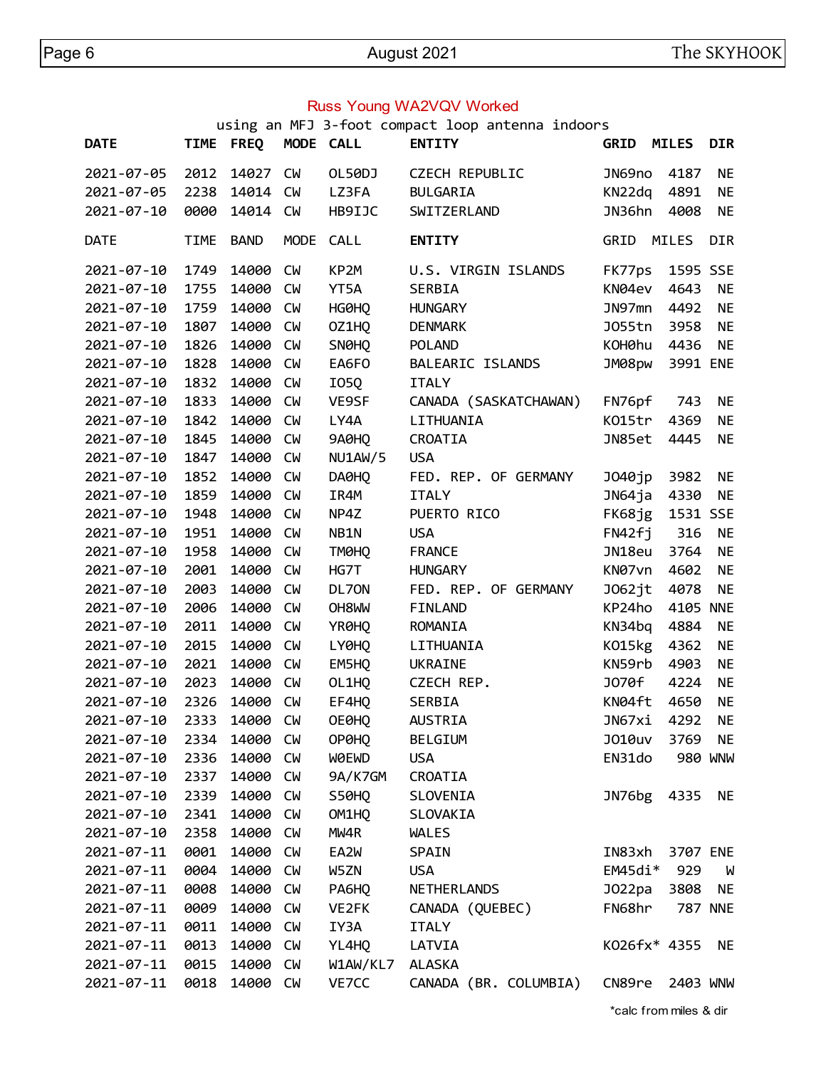## Russ Young WA2VQV Worked

using an MFJ 3-foot compact loop antenna indoors

| DATE | TIME | FREQ | MODE | CALL | ENTITY | GRID | MILES | DIR |
|---|---|---|---|---|---|---|---|---|
| 2021-07-05 | 2012 | 14027 | CW | OL50DJ | CZECH REPUBLIC | JN69no | 4187 | NE |
| 2021-07-05 | 2238 | 14014 | CW | LZ3FA | BULGARIA | KN22dq | 4891 | NE |
| 2021-07-10 | 0000 | 14014 | CW | HB9IJC | SWITZERLAND | JN36hn | 4008 | NE |

| DATE | TIME | BAND | MODE | CALL | **ENTITY** | GRID | MILES | DIR |
|---|---|---|---|---|---|---|---|---|
| 2021-07-10 | 1749 | 14000 | CW | KP2M | U.S. VIRGIN ISLANDS | FK77ps | 1595 | SSE |
| 2021-07-10 | 1755 | 14000 | CW | YT5A | SERBIA | KN04ev | 4643 | NE |
| 2021-07-10 | 1759 | 14000 | CW | HG0HQ | HUNGARY | JN97mn | 4492 | NE |
| 2021-07-10 | 1807 | 14000 | CW | OZ1HQ | DENMARK | JO55tn | 3958 | NE |
| 2021-07-10 | 1826 | 14000 | CW | SN0HQ | POLAND | KOH0hu | 4436 | NE |
| 2021-07-10 | 1828 | 14000 | CW | EA6FO | BALEARIC ISLANDS | JM08pw | 3991 | ENE |
| 2021-07-10 | 1832 | 14000 | CW | IO5Q | ITALY | | | |
| 2021-07-10 | 1833 | 14000 | CW | VE9SF | CANADA (SASKATCHAWAN) | FN76pf | 743 | NE |
| 2021-07-10 | 1842 | 14000 | CW | LY4A | LITHUANIA | KO15tr | 4369 | NE |
| 2021-07-10 | 1845 | 14000 | CW | 9A0HQ | CROATIA | JN85et | 4445 | NE |
| 2021-07-10 | 1847 | 14000 | CW | NU1AW/5 | USA | | | |
| 2021-07-10 | 1852 | 14000 | CW | DA0HQ | FED. REP. OF GERMANY | JO40jp | 3982 | NE |
| 2021-07-10 | 1859 | 14000 | CW | IR4M | ITALY | JN64ja | 4330 | NE |
| 2021-07-10 | 1948 | 14000 | CW | NP4Z | PUERTO RICO | FK68jg | 1531 | SSE |
| 2021-07-10 | 1951 | 14000 | CW | NB1N | USA | FN42fj | 316 | NE |
| 2021-07-10 | 1958 | 14000 | CW | TM0HQ | FRANCE | JN18eu | 3764 | NE |
| 2021-07-10 | 2001 | 14000 | CW | HG7T | HUNGARY | KN07vn | 4602 | NE |
| 2021-07-10 | 2003 | 14000 | CW | DL7ON | FED. REP. OF GERMANY | JO62jt | 4078 | NE |
| 2021-07-10 | 2006 | 14000 | CW | OH8WW | FINLAND | KP24ho | 4105 | NNE |
| 2021-07-10 | 2011 | 14000 | CW | YR0HQ | ROMANIA | KN34bq | 4884 | NE |
| 2021-07-10 | 2015 | 14000 | CW | LY0HQ | LITHUANIA | KO15kg | 4362 | NE |
| 2021-07-10 | 2021 | 14000 | CW | EM5HQ | UKRAINE | KN59rb | 4903 | NE |
| 2021-07-10 | 2023 | 14000 | CW | OL1HQ | CZECH REP. | JO70f | 4224 | NE |
| 2021-07-10 | 2326 | 14000 | CW | EF4HQ | SERBIA | KN04ft | 4650 | NE |
| 2021-07-10 | 2333 | 14000 | CW | OE0HQ | AUSTRIA | JN67xi | 4292 | NE |
| 2021-07-10 | 2334 | 14000 | CW | OP0HQ | BELGIUM | JO10uv | 3769 | NE |
| 2021-07-10 | 2336 | 14000 | CW | W0EWD | USA | EN31do | 980 | WNW |
| 2021-07-10 | 2337 | 14000 | CW | 9A/K7GM | CROATIA | | | |
| 2021-07-10 | 2339 | 14000 | CW | S50HQ | SLOVENIA | JN76bg | 4335 | NE |
| 2021-07-10 | 2341 | 14000 | CW | OM1HQ | SLOVAKIA | | | |
| 2021-07-10 | 2358 | 14000 | CW | MW4R | WALES | | | |
| 2021-07-11 | 0001 | 14000 | CW | EA2W | SPAIN | IN83xh | 3707 | ENE |
| 2021-07-11 | 0004 | 14000 | CW | W5ZN | USA | EM45di* | 929 | W |
| 2021-07-11 | 0008 | 14000 | CW | PA6HQ | NETHERLANDS | JO22pa | 3808 | NE |
| 2021-07-11 | 0009 | 14000 | CW | VE2FK | CANADA (QUEBEC) | FN68hr | 787 | NNE |
| 2021-07-11 | 0011 | 14000 | CW | IY3A | ITALY | | | |
| 2021-07-11 | 0013 | 14000 | CW | YL4HQ | LATVIA | KO26fx* | 4355 | NE |
| 2021-07-11 | 0015 | 14000 | CW | W1AW/KL7 | ALASKA | | | |
| 2021-07-11 | 0018 | 14000 | CW | VE7CC | CANADA (BR. COLUMBIA) | CN89re | 2403 | WNW |

*calc from miles & dir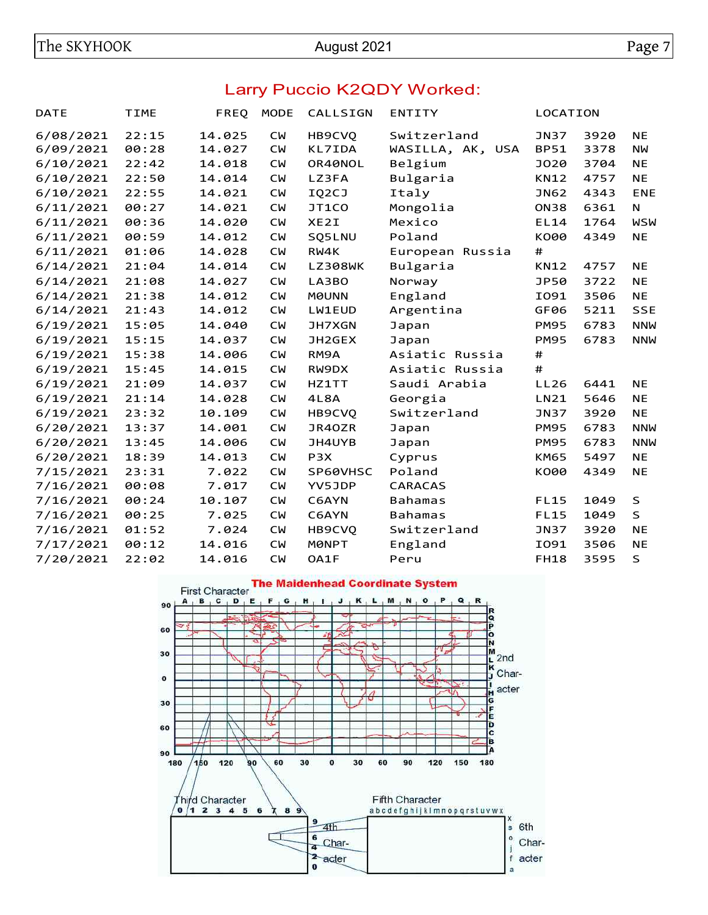## Larry Puccio K2QDY Worked:

| DATE | TIME | FREQ | MODE | CALLSIGN | ENTITY | LOCATION | | |
|---|---|---|---|---|---|---|---|---|
| 6/08/2021 | 22:15 | 14.025 | CW | HB9CVQ | Switzerland | JN37 | 3920 | NE |
| 6/09/2021 | 00:28 | 14.027 | CW | KL7IDA | WASILLA, AK, USA | BP51 | 3378 | NW |
| 6/10/2021 | 22:42 | 14.018 | CW | OR40NOL | Belgium | JO20 | 3704 | NE |
| 6/10/2021 | 22:50 | 14.014 | CW | LZ3FA | Bulgaria | KN12 | 4757 | NE |
| 6/10/2021 | 22:55 | 14.021 | CW | IQ2CJ | Italy | JN62 | 4343 | ENE |
| 6/11/2021 | 00:27 | 14.021 | CW | JT1CO | Mongolia | ON38 | 6361 | N |
| 6/11/2021 | 00:36 | 14.020 | CW | XE2I | Mexico | EL14 | 1764 | WSW |
| 6/11/2021 | 00:59 | 14.012 | CW | SQ5LNU | Poland | KO00 | 4349 | NE |
| 6/11/2021 | 01:06 | 14.028 | CW | RW4K | European Russia | # | | |
| 6/14/2021 | 21:04 | 14.014 | CW | LZ308WK | Bulgaria | KN12 | 4757 | NE |
| 6/14/2021 | 21:08 | 14.027 | CW | LA3BO | Norway | JP50 | 3722 | NE |
| 6/14/2021 | 21:38 | 14.012 | CW | M0UNN | England | IO91 | 3506 | NE |
| 6/14/2021 | 21:43 | 14.012 | CW | LW1EUD | Argentina | GF06 | 5211 | SSE |
| 6/19/2021 | 15:05 | 14.040 | CW | JH7XGN | Japan | PM95 | 6783 | NNW |
| 6/19/2021 | 15:15 | 14.037 | CW | JH2GEX | Japan | PM95 | 6783 | NNW |
| 6/19/2021 | 15:38 | 14.006 | CW | RM9A | Asiatic Russia | # | | |
| 6/19/2021 | 15:45 | 14.015 | CW | RW9DX | Asiatic Russia | # | | |
| 6/19/2021 | 21:09 | 14.037 | CW | HZ1TT | Saudi Arabia | LL26 | 6441 | NE |
| 6/19/2021 | 21:14 | 14.028 | CW | 4L8A | Georgia | LN21 | 5646 | NE |
| 6/19/2021 | 23:32 | 10.109 | CW | HB9CVQ | Switzerland | JN37 | 3920 | NE |
| 6/20/2021 | 13:37 | 14.001 | CW | JR4OZR | Japan | PM95 | 6783 | NNW |
| 6/20/2021 | 13:45 | 14.006 | CW | JH4UYB | Japan | PM95 | 6783 | NNW |
| 6/20/2021 | 18:39 | 14.013 | CW | P3X | Cyprus | KM65 | 5497 | NE |
| 7/15/2021 | 23:31 | 7.022 | CW | SP60VHSC | Poland | KO00 | 4349 | NE |
| 7/16/2021 | 00:08 | 7.017 | CW | YV5JDP | CARACAS | | | |
| 7/16/2021 | 00:24 | 10.107 | CW | C6AYN | Bahamas | FL15 | 1049 | S |
| 7/16/2021 | 00:25 | 7.025 | CW | C6AYN | Bahamas | FL15 | 1049 | S |
| 7/16/2021 | 01:52 | 7.024 | CW | HB9CVQ | Switzerland | JN37 | 3920 | NE |
| 7/17/2021 | 00:12 | 14.016 | CW | M0NPT | England | IO91 | 3506 | NE |
| 7/20/2021 | 22:02 | 14.016 | CW | OA1F | Peru | FH18 | 3595 | S |

The Maidenhead Coordinate System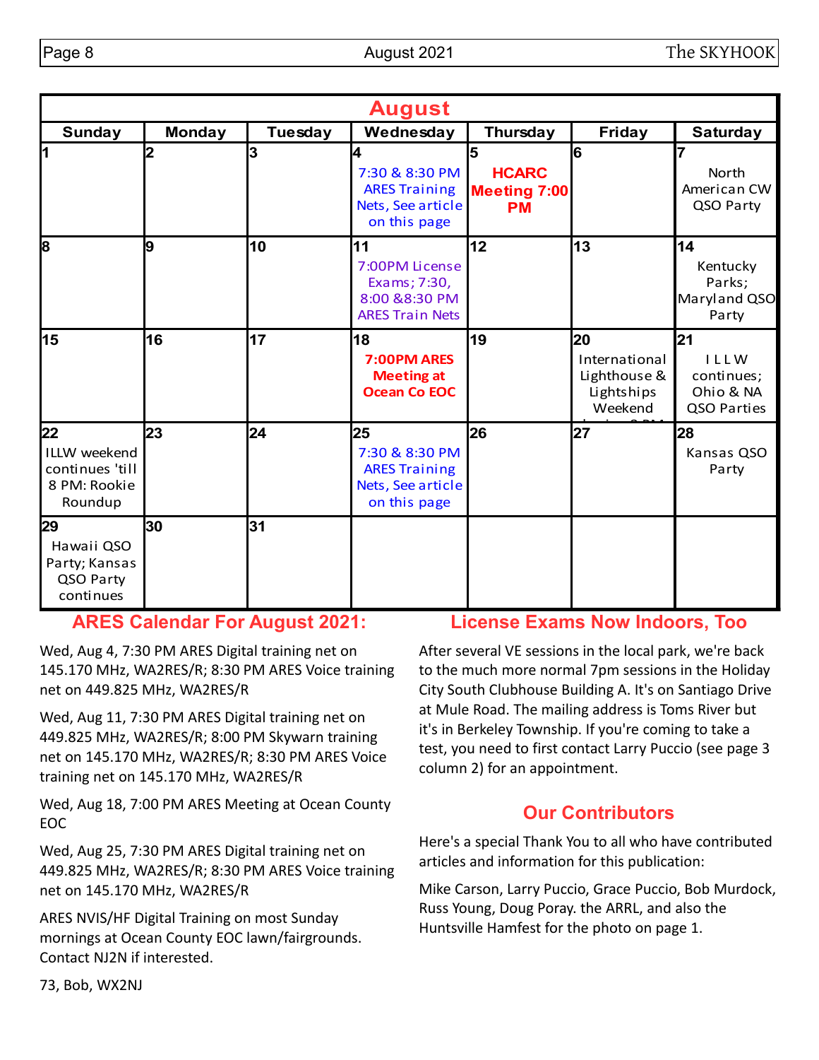## August

| Sunday | Monday | Tuesday | Wednesday | Thursday | Friday | Saturday |
|---|---|---|---|---|---|---|
| 1 | 2 | 3 | 4 7:30 & 8:30 PM ARES Training Nets, See article on this page | 5 **HCARC Meeting 7:00 PM** | 6 | 7 North American CW QSO Party |
| 8 | 9 | 10 | 11 7:00PM License Exams; 7:30, 8:00 &8:30 PM ARES Train Nets | 12 | 13 | 14 Kentucky Parks; Maryland QSO Party |
| 15 | 16 | 17 | 18 **7:00PM ARES Meeting at Ocean Co EOC** | 19 | 20 International Lighthouse & Lightships Weekend | 21 I L L W continues; Ohio & NA QSO Parties |
| 22 ILLW weekend continues 'till 8 PM: Rookie Roundup | 23 | 24 | 25 7:30 & 8:30 PM ARES Training Nets, See article on this page | 26 | 27 | 28 Kansas QSO Party |
| 29 Hawaii QSO Party; Kansas QSO Party continues | 30 | 31 | | | | |

## ARES Calendar For August 2021:

Wed, Aug 4, 7:30 PM ARES Digital training net on 145.170 MHz, WA2RES/R; 8:30 PM ARES Voice training net on 449.825 MHz, WA2RES/R

Wed, Aug 11, 7:30 PM ARES Digital training net on 449.825 MHz, WA2RES/R; 8:00 PM Skywarn training net on 145.170 MHz, WA2RES/R; 8:30 PM ARES Voice training net on 145.170 MHz, WA2RES/R

Wed, Aug 18, 7:00 PM ARES Meeting at Ocean County EOC

Wed, Aug 25, 7:30 PM ARES Digital training net on 449.825 MHz, WA2RES/R; 8:30 PM ARES Voice training net on 145.170 MHz, WA2RES/R

ARES NVIS/HF Digital Training on most Sunday mornings at Ocean County EOC lawn/fairgrounds. Contact NJ2N if interested.

73, Bob, WX2NJ

## License Exams Now Indoors, Too

After several VE sessions in the local park, we're back to the much more normal 7pm sessions in the Holiday City South Clubhouse Building A. It's on Santiago Drive at Mule Road. The mailing address is Toms River but it's in Berkeley Township. If you're coming to take a test, you need to first contact Larry Puccio (see page 3 column 2) for an appointment.

## Our Contributors

Here's a special Thank You to all who have contributed articles and information for this publication:

Mike Carson, Larry Puccio, Grace Puccio, Bob Murdock, Russ Young, Doug Poray. the ARRL, and also the Huntsville Hamfest for the photo on page 1.